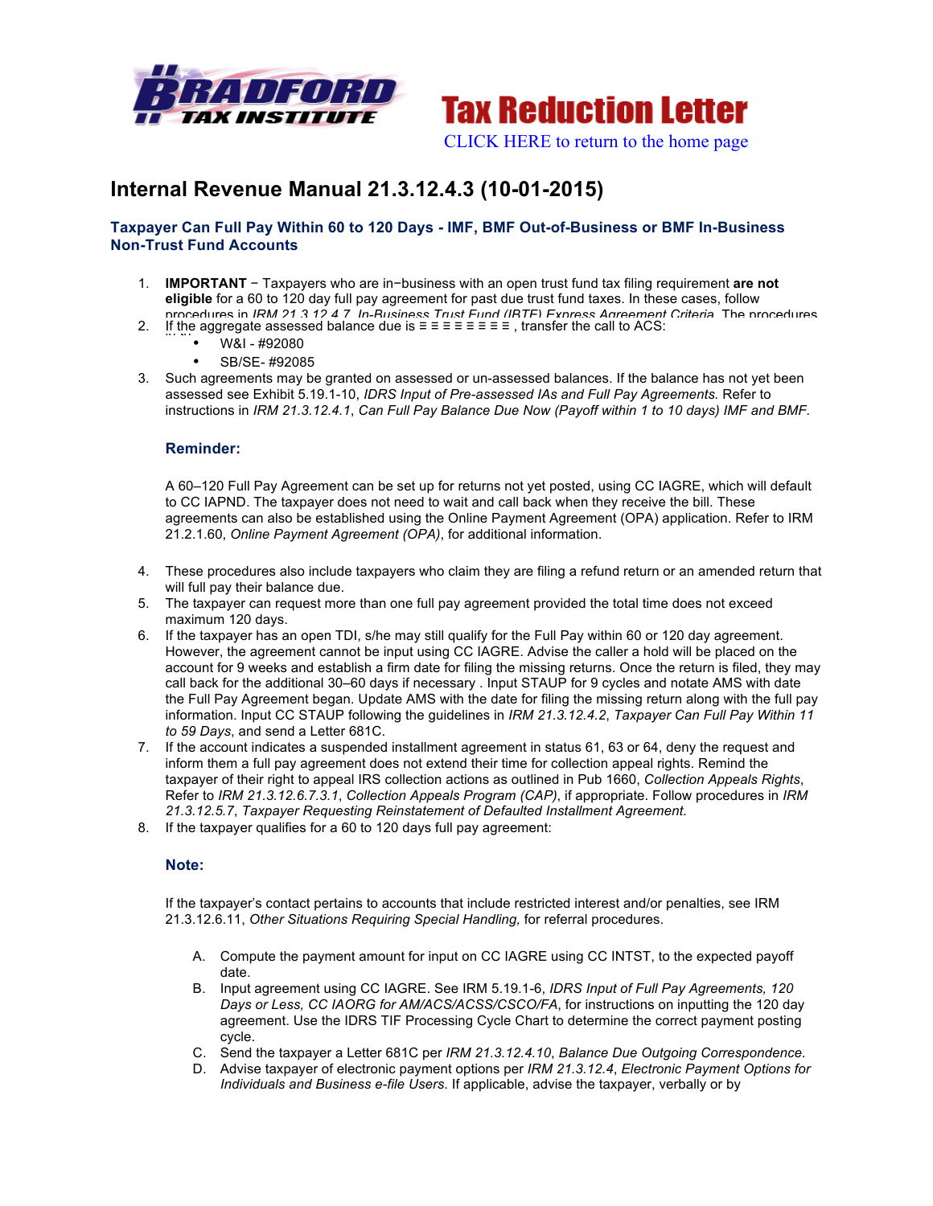# Internal Revenue Manual 21.3.12.4.3 (10-01-2015)

## Taxpayer Can Full Pay Within 60 to 120 Days - IMF, BMF Out-of-Business or BMF In-Business Non-Trust Fund Accounts

1. **IMPORTANT** − Taxpayers who are in−business with an open trust fund tax filing requirement **are not eligible** for a 60 to 120 day full pay agreement for past due trust fund taxes. In these cases, follow procedures in *IRM 21.3.12.4.7, In-Business Trust Fund (IBTF) Express Agreement Criteria*. The procedures
2. If the aggregate assessed balance due is ≡ ≡ ≡ ≡ ≡ ≡ ≡ ≡ , transfer the call to ACS:
   - W&I - #92080
   - SB/SE- #92085
3. Such agreements may be granted on assessed or un-assessed balances. If the balance has not yet been assessed see Exhibit 5.19.1-10, *IDRS Input of Pre-assessed IAs and Full Pay Agreements.* Refer to instructions in *IRM 21.3.12.4.1*, *Can Full Pay Balance Due Now (Payoff within 1 to 10 days) IMF and BMF*.

### Reminder:

A 60–120 Full Pay Agreement can be set up for returns not yet posted, using CC IAGRE, which will default to CC IAPND. The taxpayer does not need to wait and call back when they receive the bill. These agreements can also be established using the Online Payment Agreement (OPA) application. Refer to IRM 21.2.1.60, *Online Payment Agreement (OPA)*, for additional information.

4. These procedures also include taxpayers who claim they are filing a refund return or an amended return that will full pay their balance due.
5. The taxpayer can request more than one full pay agreement provided the total time does not exceed maximum 120 days.
6. If the taxpayer has an open TDI, s/he may still qualify for the Full Pay within 60 or 120 day agreement. However, the agreement cannot be input using CC IAGRE. Advise the caller a hold will be placed on the account for 9 weeks and establish a firm date for filing the missing returns. Once the return is filed, they may call back for the additional 30–60 days if necessary . Input STAUP for 9 cycles and notate AMS with date the Full Pay Agreement began. Update AMS with the date for filing the missing return along with the full pay information. Input CC STAUP following the guidelines in *IRM 21.3.12.4.2*, *Taxpayer Can Full Pay Within 11 to 59 Days*, and send a Letter 681C.
7. If the account indicates a suspended installment agreement in status 61, 63 or 64, deny the request and inform them a full pay agreement does not extend their time for collection appeal rights. Remind the taxpayer of their right to appeal IRS collection actions as outlined in Pub 1660, *Collection Appeals Rights*, Refer to *IRM 21.3.12.6.7.3.1*, *Collection Appeals Program (CAP)*, if appropriate. Follow procedures in *IRM 21.3.12.5.7*, *Taxpayer Requesting Reinstatement of Defaulted Installment Agreement*.
8. If the taxpayer qualifies for a 60 to 120 days full pay agreement:

### Note:

If the taxpayer's contact pertains to accounts that include restricted interest and/or penalties, see IRM 21.3.12.6.11, *Other Situations Requiring Special Handling,* for referral procedures.

   A. Compute the payment amount for input on CC IAGRE using CC INTST, to the expected payoff date.
   B. Input agreement using CC IAGRE. See IRM 5.19.1-6, *IDRS Input of Full Pay Agreements, 120 Days or Less, CC IAORG for AM/ACS/ACSS/CSCO/FA*, for instructions on inputting the 120 day agreement. Use the IDRS TIF Processing Cycle Chart to determine the correct payment posting cycle.
   C. Send the taxpayer a Letter 681C per *IRM 21.3.12.4.10*, *Balance Due Outgoing Correspondence*.
   D. Advise taxpayer of electronic payment options per *IRM 21.3.12.4*, *Electronic Payment Options for Individuals and Business e-file Users*. If applicable, advise the taxpayer, verbally or by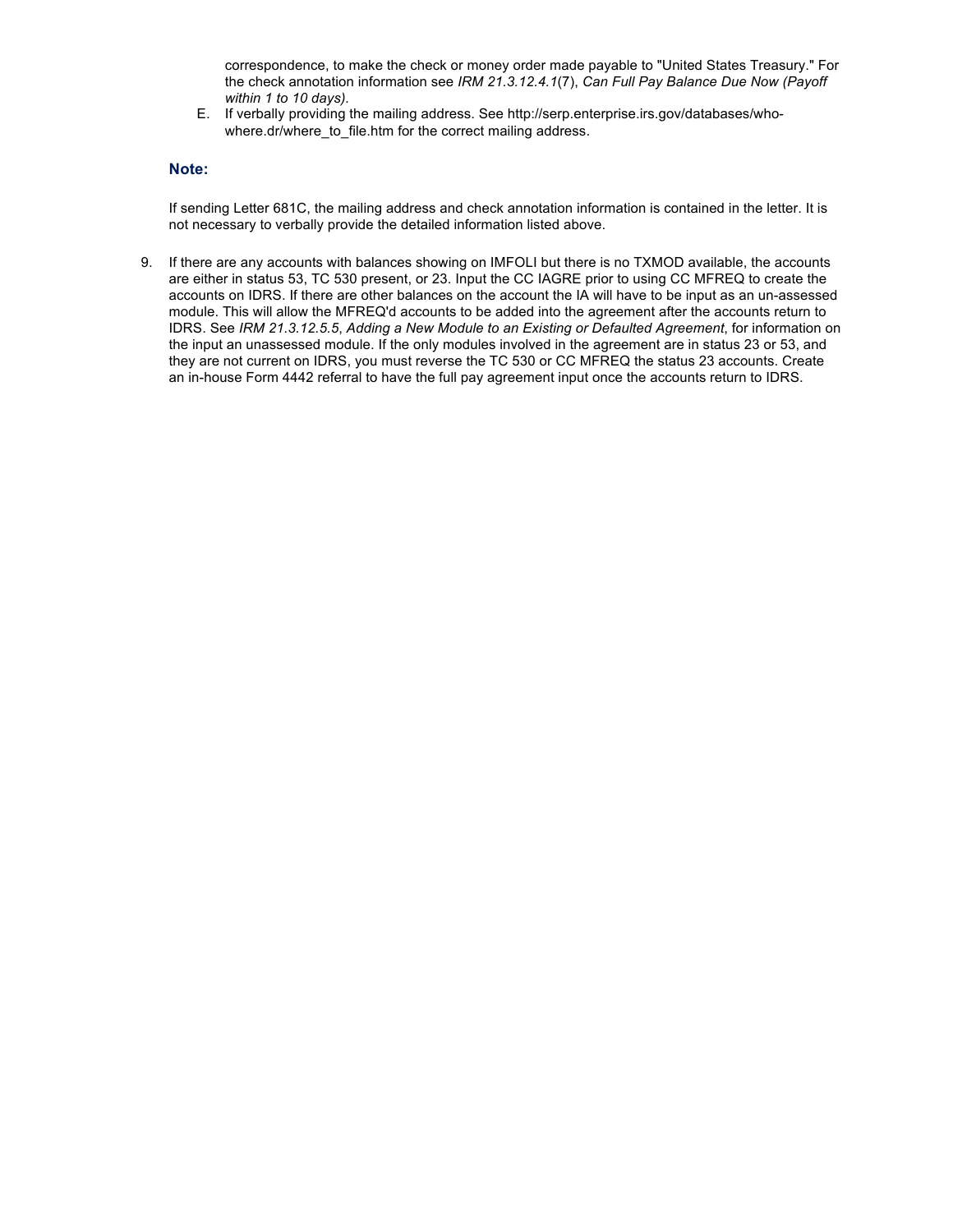correspondence, to make the check or money order made payable to "United States Treasury." For the check annotation information see *IRM 21.3.12.4.1*(7), *Can Full Pay Balance Due Now (Payoff within 1 to 10 days).*

E. If verbally providing the mailing address. See http://serp.enterprise.irs.gov/databases/who-where.dr/where_to_file.htm for the correct mailing address.

**Note:**

If sending Letter 681C, the mailing address and check annotation information is contained in the letter. It is not necessary to verbally provide the detailed information listed above.

9. If there are any accounts with balances showing on IMFOLI but there is no TXMOD available, the accounts are either in status 53, TC 530 present, or 23. Input the CC IAGRE prior to using CC MFREQ to create the accounts on IDRS. If there are other balances on the account the IA will have to be input as an un-assessed module. This will allow the MFREQ'd accounts to be added into the agreement after the accounts return to IDRS. See *IRM 21.3.12.5.5*, *Adding a New Module to an Existing or Defaulted Agreement*, for information on the input an unassessed module. If the only modules involved in the agreement are in status 23 or 53, and they are not current on IDRS, you must reverse the TC 530 or CC MFREQ the status 23 accounts. Create an in-house Form 4442 referral to have the full pay agreement input once the accounts return to IDRS.